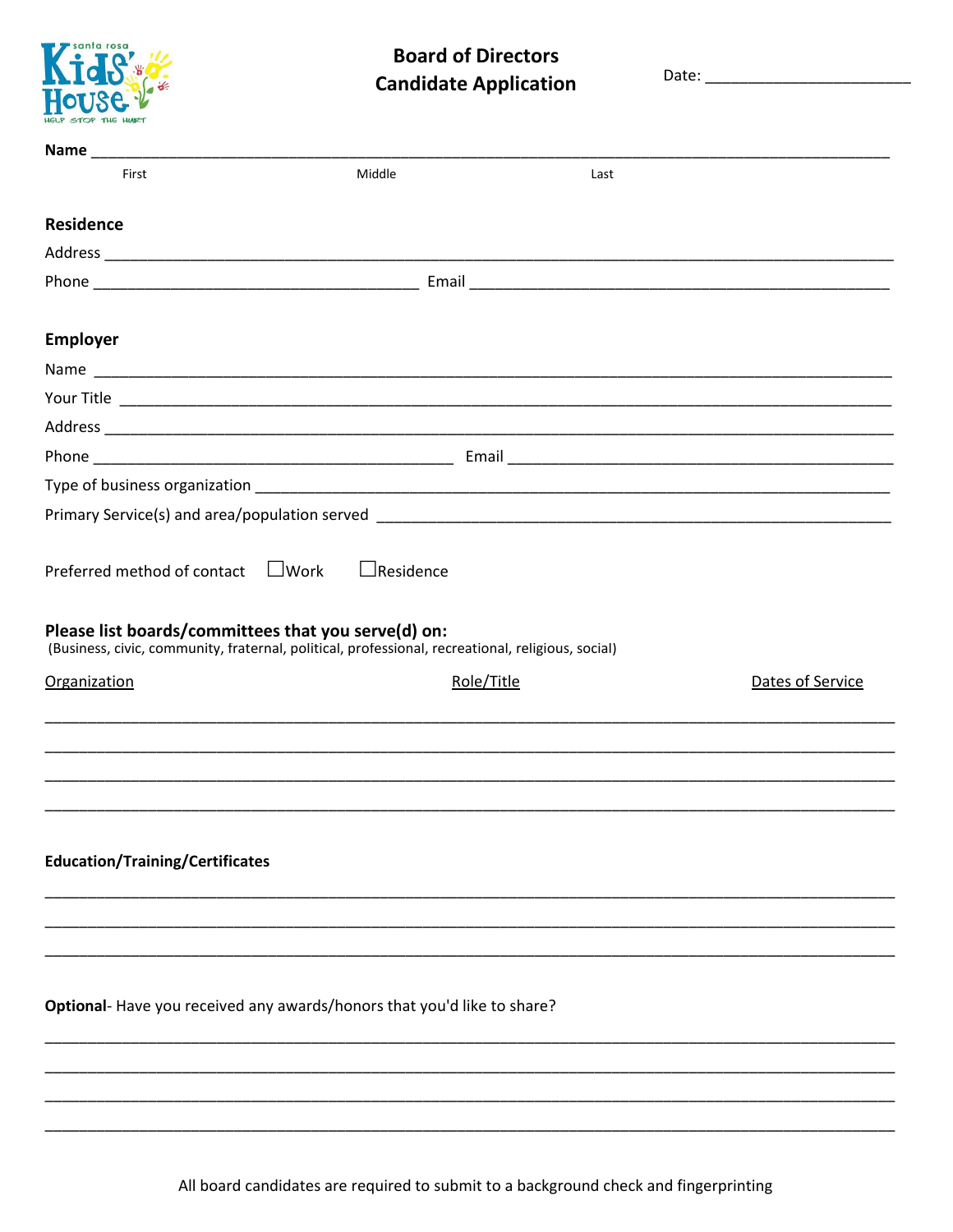santa rosa Kids' House
HELP STOP THE HURT

# Board of Directors Candidate Application

Date: _______________________

**Name** ________________________________________________________________________________

First                                   Middle                                   Last

## Residence

Address ________________________________________________________________________________

Phone ____________________________________ Email _______________________________________________

## Employer

Name ________________________________________________________________________________

Your Title ______________________________________________________________________________

Address ________________________________________________________________________________

Phone ________________________________________ Email ___________________________________________

Type of business organization ___________________________________________________________________

Primary Service(s) and area/population served ____________________________________________________

Preferred method of contact ☐Work ☐Residence

## Please list boards/committees that you serve(d) on:

(Business, civic, community, fraternal, political, professional, recreational, religious, social)

| Organization | Role/Title | Dates of Service |
|---|---|---|
| | | |
| | | |
| | | |
| | | |

## Education/Training/Certificates

_____________________________________________________________________________________________

_____________________________________________________________________________________________

_____________________________________________________________________________________________

**Optional**- Have you received any awards/honors that you'd like to share?

_____________________________________________________________________________________________

_____________________________________________________________________________________________

_____________________________________________________________________________________________

_____________________________________________________________________________________________

All board candidates are required to submit to a background check and fingerprinting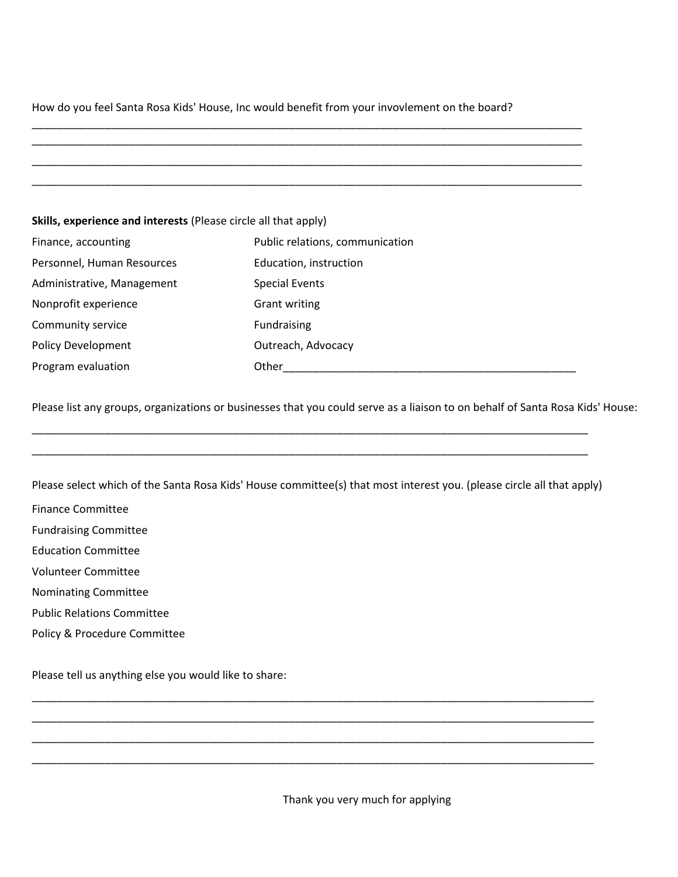How do you feel Santa Rosa Kids' House, Inc would benefit from your invovlement on the board?

___________________________________________________________________________________________
___________________________________________________________________________________________
___________________________________________________________________________________________
___________________________________________________________________________________________

**Skills, experience and interests** (Please circle all that apply)

| | |
|---|---|
| Finance, accounting | Public relations, communication |
| Personnel, Human Resources | Education, instruction |
| Administrative, Management | Special Events |
| Nonprofit experience | Grant writing |
| Community service | Fundraising |
| Policy Development | Outreach, Advocacy |
| Program evaluation | Other_______________________________________________ |

Please list any groups, organizations or businesses that you could serve as a liaison to on behalf of Santa Rosa Kids' House:

___________________________________________________________________________________________
___________________________________________________________________________________________

Please select which of the Santa Rosa Kids' House committee(s) that most interest you. (please circle all that apply)

Finance Committee

Fundraising Committee

Education Committee

Volunteer Committee

Nominating Committee

Public Relations Committee

Policy & Procedure Committee

Please tell us anything else you would like to share:

___________________________________________________________________________________________
___________________________________________________________________________________________
___________________________________________________________________________________________
___________________________________________________________________________________________

Thank you very much for applying